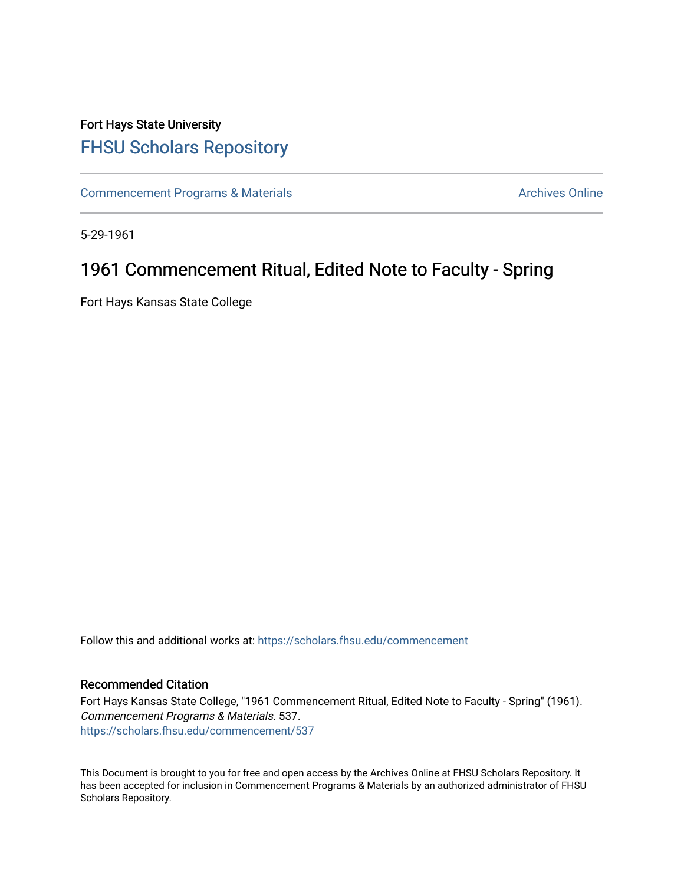Fort Hays State University

# FHSU Scholars Repository

Commencement Programs & Materials

Archives Online

5-29-1961

## 1961 Commencement Ritual, Edited Note to Faculty - Spring

Fort Hays Kansas State College

Follow this and additional works at: https://scholars.fhsu.edu/commencement

### Recommended Citation

Fort Hays Kansas State College, "1961 Commencement Ritual, Edited Note to Faculty - Spring" (1961). *Commencement Programs & Materials*. 537.
https://scholars.fhsu.edu/commencement/537

This Document is brought to you for free and open access by the Archives Online at FHSU Scholars Repository. It has been accepted for inclusion in Commencement Programs & Materials by an authorized administrator of FHSU Scholars Repository.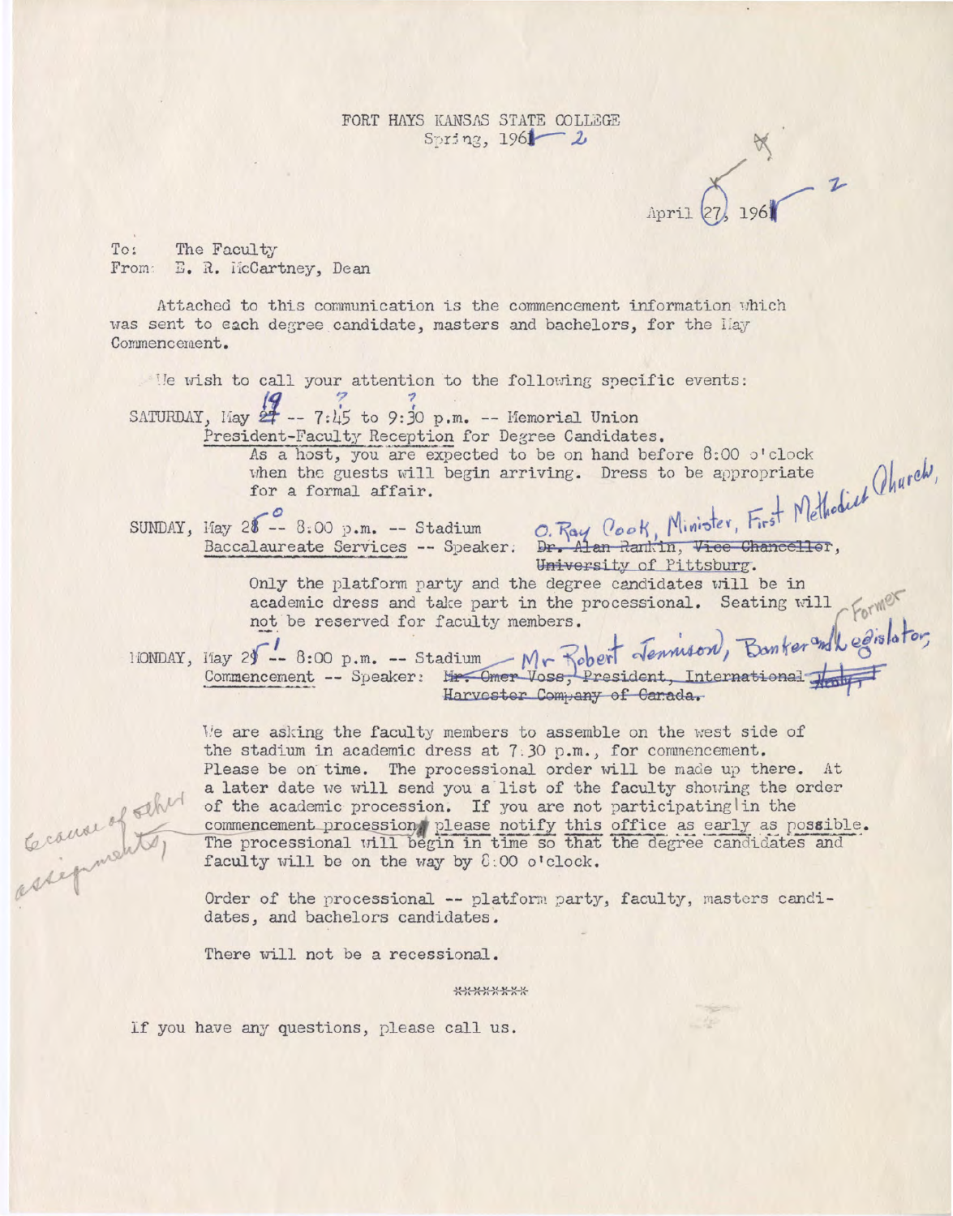FORT HAYS KANSAS STATE COLLEGE
Spring, 1962

April 27, 1962

To: The Faculty
From: E. R. McCartney, Dean

Attached to this communication is the commencement information which was sent to each degree candidate, masters and bachelors, for the May Commencement.

We wish to call your attention to the following specific events:

SATURDAY, May 19 -- 7:45 to 9:30 p.m. -- Memorial Union
President-Faculty Reception for Degree Candidates.
As a host, you are expected to be on hand before 8:00 o'clock when the guests will begin arriving. Dress to be appropriate for a formal affair.

SUNDAY, May 20 -- 8:00 p.m. -- Stadium
Baccalaureate Services -- Speaker: O. Ray Cook, Minister, First Methodist Church, ~~Dr. Alan Rankin, Vice Chancellor, University of Pittsburg.~~

Only the platform party and the degree candidates will be in academic dress and take part in the processional. Seating will not be reserved for faculty members.

MONDAY, May 21 -- 8:00 p.m. -- Stadium
Commencement -- Speaker: Mr Robert Jennison, Banker and Former Legislator, ~~Mr. Omer Voss, President, International Harvester Company of Canada.~~

We are asking the faculty members to assemble on the west side of the stadium in academic dress at 7:30 p.m., for commencement. Please be on time. The processional order will be made up there. At a later date we will send you a list of the faculty showing the order of the academic procession. If you are not participating in the commencement procession because of other assignments, please notify this office as early as possible. The processional will begin in time so that the degree candidates and faculty will be on the way by 8:00 o'clock.

Order of the processional -- platform party, faculty, masters candidates, and bachelors candidates.

There will not be a recessional.

*******

If you have any questions, please call us.